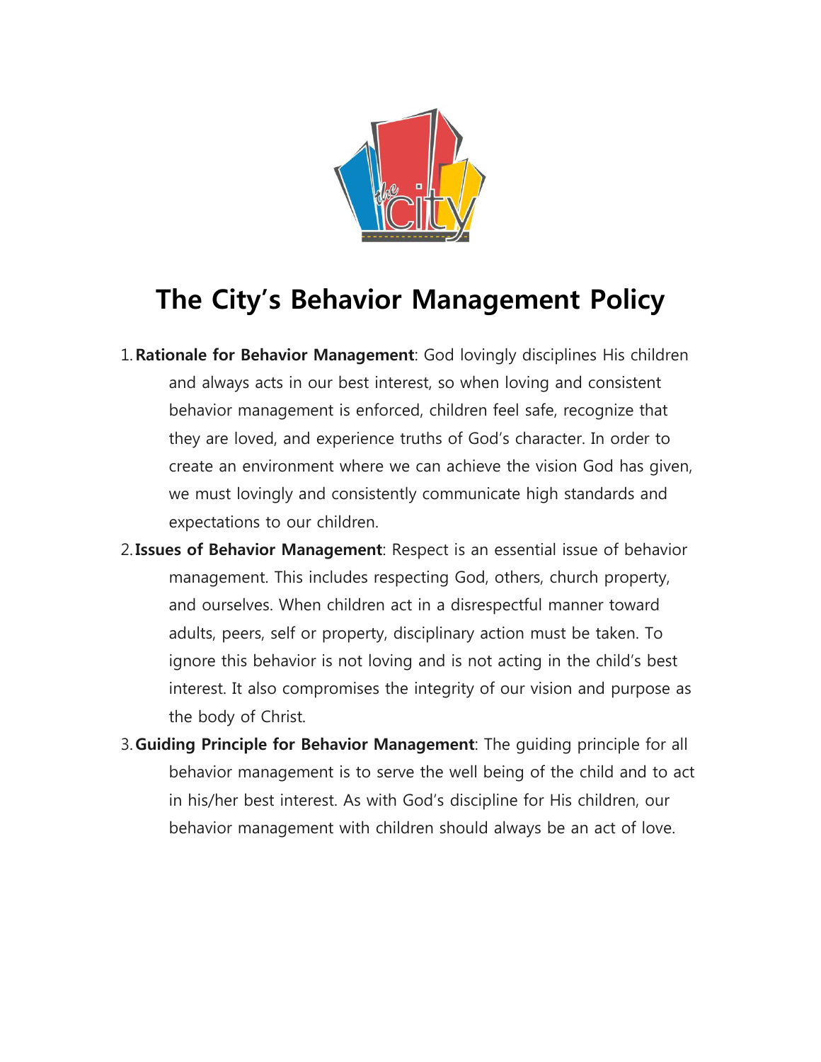# The City's Behavior Management Policy

1. **Rationale for Behavior Management**: God lovingly disciplines His children and always acts in our best interest, so when loving and consistent behavior management is enforced, children feel safe, recognize that they are loved, and experience truths of God's character. In order to create an environment where we can achieve the vision God has given, we must lovingly and consistently communicate high standards and expectations to our children.
2. **Issues of Behavior Management**: Respect is an essential issue of behavior management. This includes respecting God, others, church property, and ourselves. When children act in a disrespectful manner toward adults, peers, self or property, disciplinary action must be taken. To ignore this behavior is not loving and is not acting in the child's best interest. It also compromises the integrity of our vision and purpose as the body of Christ.
3. **Guiding Principle for Behavior Management**: The guiding principle for all behavior management is to serve the well being of the child and to act in his/her best interest. As with God's discipline for His children, our behavior management with children should always be an act of love.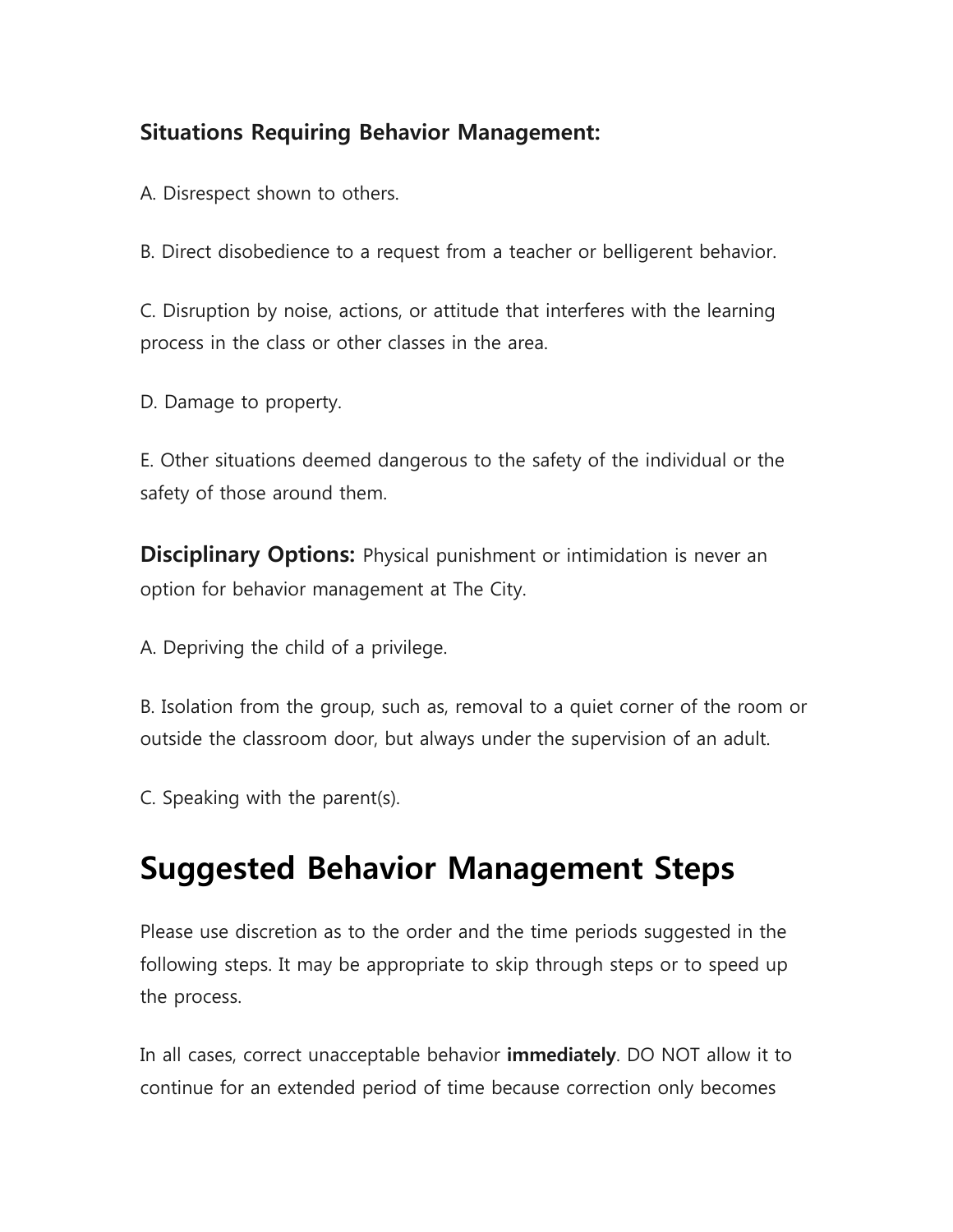**Situations Requiring Behavior Management:**

A. Disrespect shown to others.

B. Direct disobedience to a request from a teacher or belligerent behavior.

C. Disruption by noise, actions, or attitude that interferes with the learning process in the class or other classes in the area.

D. Damage to property.

E. Other situations deemed dangerous to the safety of the individual or the safety of those around them.

**Disciplinary Options:** Physical punishment or intimidation is never an option for behavior management at The City.

A. Depriving the child of a privilege.

B. Isolation from the group, such as, removal to a quiet corner of the room or outside the classroom door, but always under the supervision of an adult.

C. Speaking with the parent(s).

# Suggested Behavior Management Steps

Please use discretion as to the order and the time periods suggested in the following steps. It may be appropriate to skip through steps or to speed up the process.

In all cases, correct unacceptable behavior **immediately**. DO NOT allow it to continue for an extended period of time because correction only becomes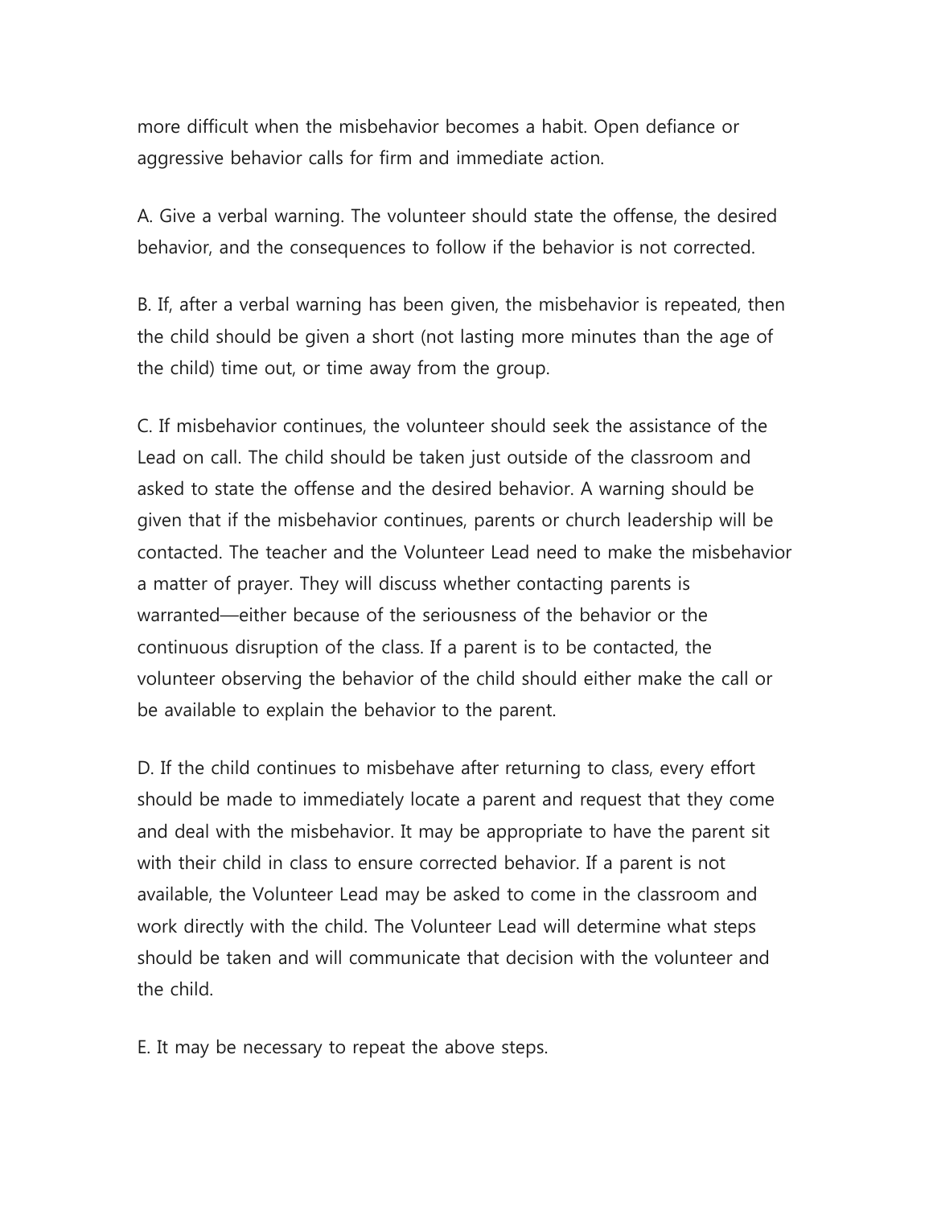more difficult when the misbehavior becomes a habit. Open defiance or aggressive behavior calls for firm and immediate action.

A. Give a verbal warning. The volunteer should state the offense, the desired behavior, and the consequences to follow if the behavior is not corrected.

B. If, after a verbal warning has been given, the misbehavior is repeated, then the child should be given a short (not lasting more minutes than the age of the child) time out, or time away from the group.

C. If misbehavior continues, the volunteer should seek the assistance of the Lead on call. The child should be taken just outside of the classroom and asked to state the offense and the desired behavior. A warning should be given that if the misbehavior continues, parents or church leadership will be contacted. The teacher and the Volunteer Lead need to make the misbehavior a matter of prayer. They will discuss whether contacting parents is warranted—either because of the seriousness of the behavior or the continuous disruption of the class. If a parent is to be contacted, the volunteer observing the behavior of the child should either make the call or be available to explain the behavior to the parent.

D. If the child continues to misbehave after returning to class, every effort should be made to immediately locate a parent and request that they come and deal with the misbehavior. It may be appropriate to have the parent sit with their child in class to ensure corrected behavior. If a parent is not available, the Volunteer Lead may be asked to come in the classroom and work directly with the child. The Volunteer Lead will determine what steps should be taken and will communicate that decision with the volunteer and the child.

E. It may be necessary to repeat the above steps.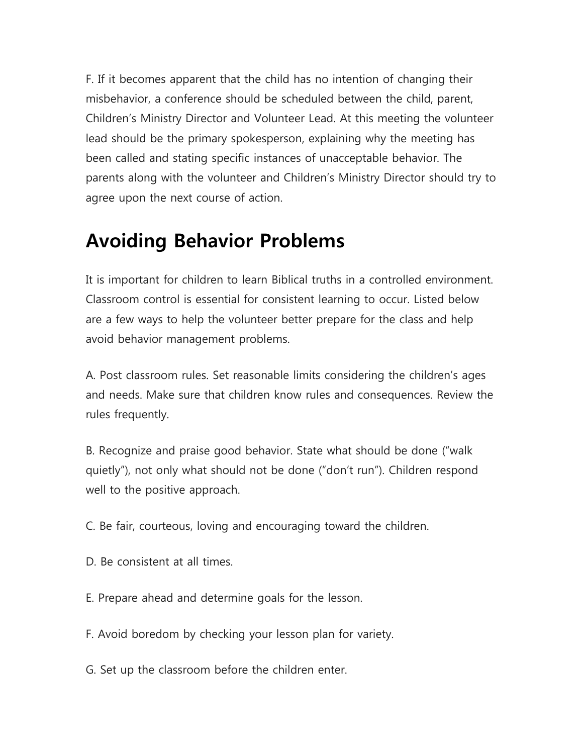F. If it becomes apparent that the child has no intention of changing their misbehavior, a conference should be scheduled between the child, parent, Children's Ministry Director and Volunteer Lead. At this meeting the volunteer lead should be the primary spokesperson, explaining why the meeting has been called and stating specific instances of unacceptable behavior. The parents along with the volunteer and Children's Ministry Director should try to agree upon the next course of action.

# Avoiding Behavior Problems

It is important for children to learn Biblical truths in a controlled environment. Classroom control is essential for consistent learning to occur. Listed below are a few ways to help the volunteer better prepare for the class and help avoid behavior management problems.

A. Post classroom rules. Set reasonable limits considering the children's ages and needs. Make sure that children know rules and consequences. Review the rules frequently.

B. Recognize and praise good behavior. State what should be done ("walk quietly"), not only what should not be done ("don't run"). Children respond well to the positive approach.

C. Be fair, courteous, loving and encouraging toward the children.

D. Be consistent at all times.

E. Prepare ahead and determine goals for the lesson.

F. Avoid boredom by checking your lesson plan for variety.

G. Set up the classroom before the children enter.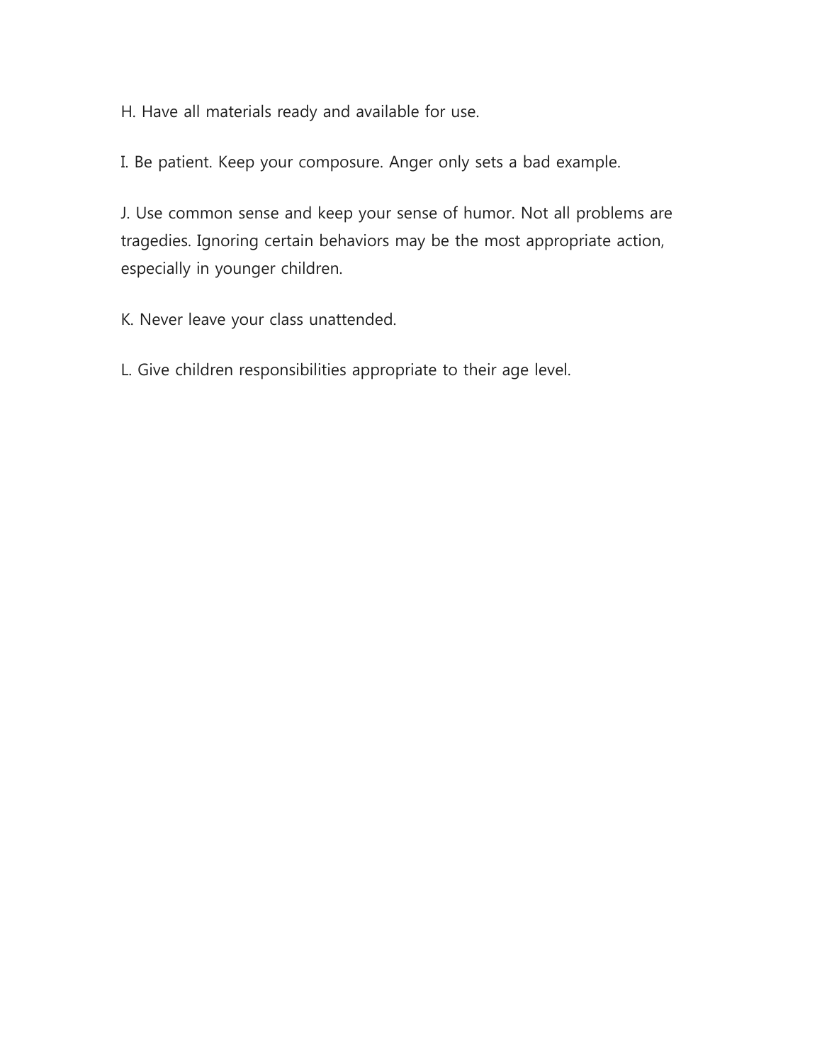H. Have all materials ready and available for use.

I. Be patient. Keep your composure. Anger only sets a bad example.

J. Use common sense and keep your sense of humor. Not all problems are tragedies. Ignoring certain behaviors may be the most appropriate action, especially in younger children.

K. Never leave your class unattended.

L. Give children responsibilities appropriate to their age level.